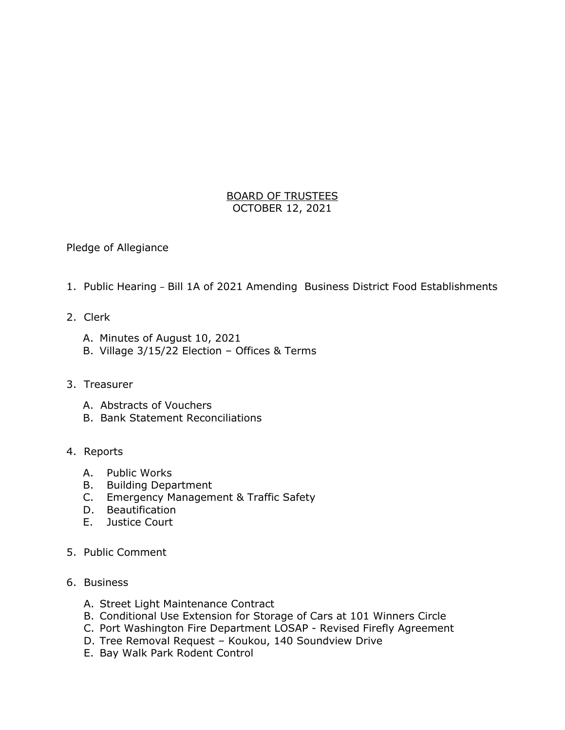# BOARD OF TRUSTEES
## OCTOBER 12, 2021

Pledge of Allegiance

1. Public Hearing – Bill 1A of 2021 Amending Business District Food Establishments

2. Clerk

   A. Minutes of August 10, 2021
   B. Village 3/15/22 Election – Offices & Terms

3. Treasurer

   A. Abstracts of Vouchers
   B. Bank Statement Reconciliations

4. Reports

   A. Public Works
   B. Building Department
   C. Emergency Management & Traffic Safety
   D. Beautification
   E. Justice Court

5. Public Comment

6. Business

   A. Street Light Maintenance Contract
   B. Conditional Use Extension for Storage of Cars at 101 Winners Circle
   C. Port Washington Fire Department LOSAP - Revised Firefly Agreement
   D. Tree Removal Request – Koukou, 140 Soundview Drive
   E. Bay Walk Park Rodent Control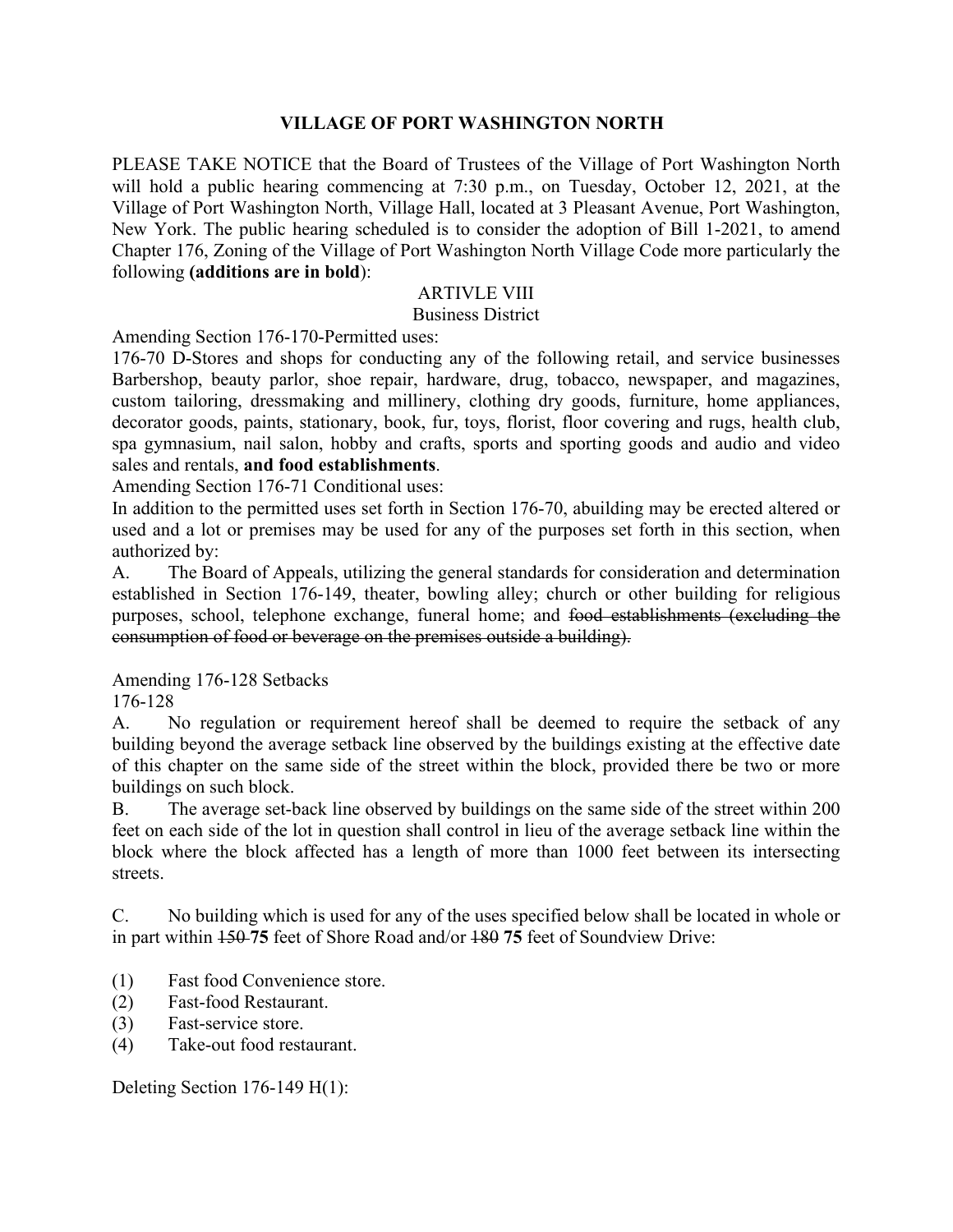**VILLAGE OF PORT WASHINGTON NORTH**

PLEASE TAKE NOTICE that the Board of Trustees of the Village of Port Washington North will hold a public hearing commencing at 7:30 p.m., on Tuesday, October 12, 2021, at the Village of Port Washington North, Village Hall, located at 3 Pleasant Avenue, Port Washington, New York. The public hearing scheduled is to consider the adoption of Bill 1-2021, to amend Chapter 176, Zoning of the Village of Port Washington North Village Code more particularly the following **(additions are in bold)**:

ARTIVLE VIII

Business District

Amending Section 176-170-Permitted uses:

176-70 D-Stores and shops for conducting any of the following retail, and service businesses Barbershop, beauty parlor, shoe repair, hardware, drug, tobacco, newspaper, and magazines, custom tailoring, dressmaking and millinery, clothing dry goods, furniture, home appliances, decorator goods, paints, stationary, book, fur, toys, florist, floor covering and rugs, health club, spa gymnasium, nail salon, hobby and crafts, sports and sporting goods and audio and video sales and rentals, **and food establishments**.

Amending Section 176-71 Conditional uses:

In addition to the permitted uses set forth in Section 176-70, abuilding may be erected altered or used and a lot or premises may be used for any of the purposes set forth in this section, when authorized by:

A. The Board of Appeals, utilizing the general standards for consideration and determination established in Section 176-149, theater, bowling alley; church or other building for religious purposes, school, telephone exchange, funeral home; and ~~food establishments (excluding the consumption of food or beverage on the premises outside a building).~~

Amending 176-128 Setbacks

176-128

A. No regulation or requirement hereof shall be deemed to require the setback of any building beyond the average setback line observed by the buildings existing at the effective date of this chapter on the same side of the street within the block, provided there be two or more buildings on such block.

B. The average set-back line observed by buildings on the same side of the street within 200 feet on each side of the lot in question shall control in lieu of the average setback line within the block where the block affected has a length of more than 1000 feet between its intersecting streets.

C. No building which is used for any of the uses specified below shall be located in whole or in part within ~~150~~ **75** feet of Shore Road and/or ~~180~~ **75** feet of Soundview Drive:

(1) Fast food Convenience store.
(2) Fast-food Restaurant.
(3) Fast-service store.
(4) Take-out food restaurant.

Deleting Section 176-149 H(1):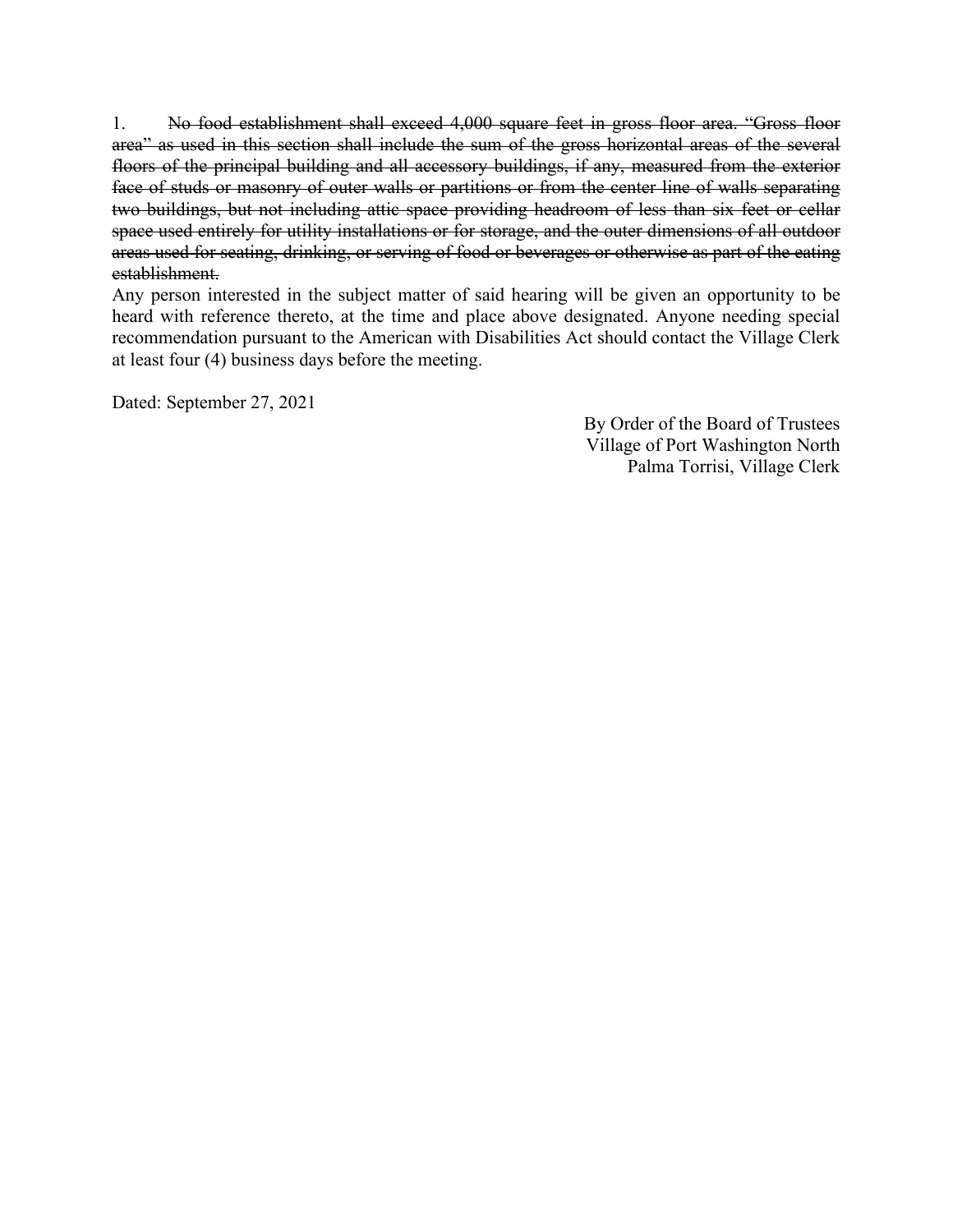1. ~~No food establishment shall exceed 4,000 square feet in gross floor area. "Gross floor area" as used in this section shall include the sum of the gross horizontal areas of the several floors of the principal building and all accessory buildings, if any, measured from the exterior face of studs or masonry of outer walls or partitions or from the center line of walls separating two buildings, but not including attic space providing headroom of less than six feet or cellar space used entirely for utility installations or for storage, and the outer dimensions of all outdoor areas used for seating, drinking, or serving of food or beverages or otherwise as part of the eating establishment.~~

Any person interested in the subject matter of said hearing will be given an opportunity to be heard with reference thereto, at the time and place above designated. Anyone needing special recommendation pursuant to the American with Disabilities Act should contact the Village Clerk at least four (4) business days before the meeting.

Dated: September 27, 2021

By Order of the Board of Trustees
Village of Port Washington North
Palma Torrisi, Village Clerk